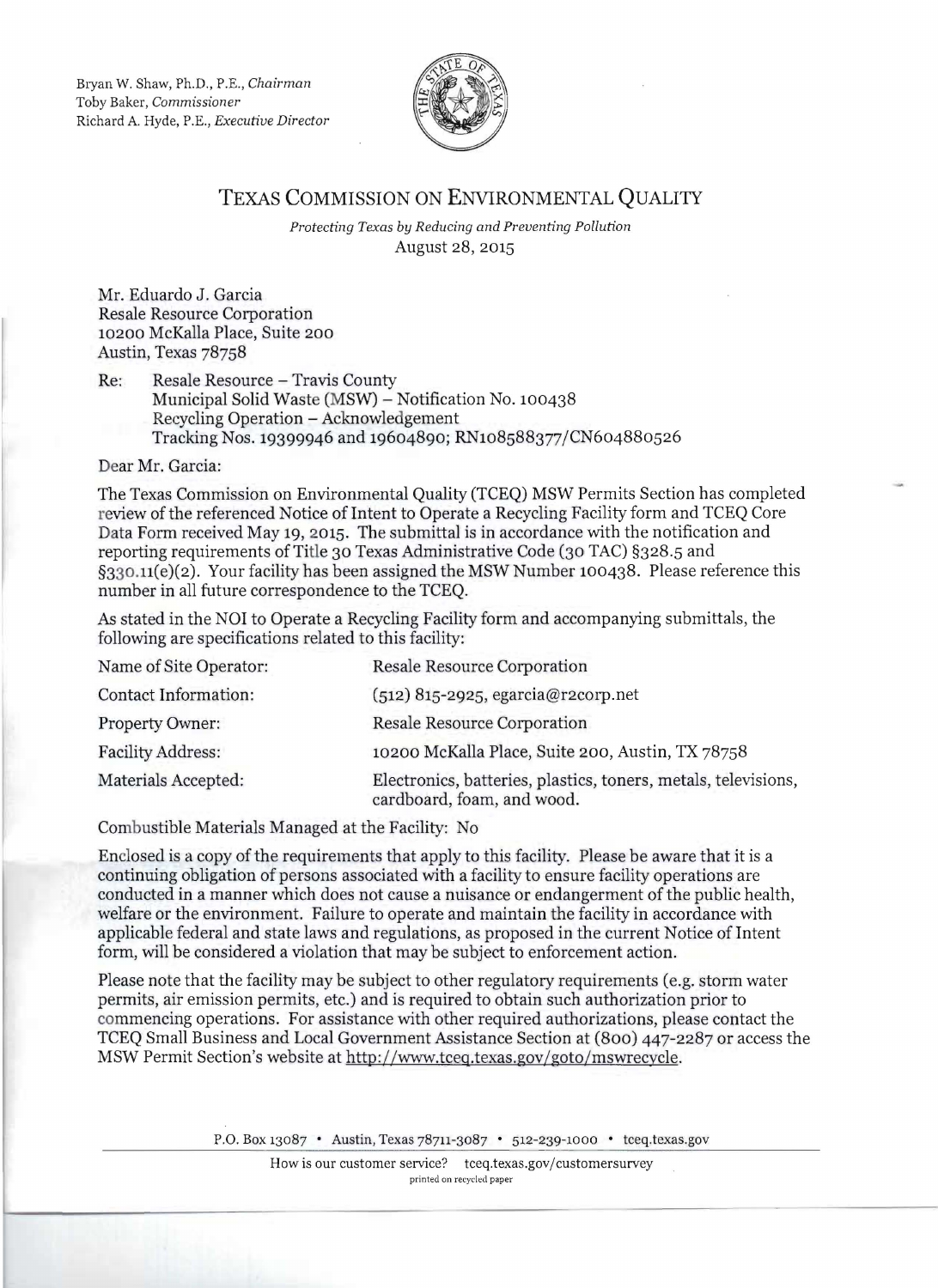Bryan W. Shaw, Ph.D., P.E., *Chairman*
Toby Baker, *Commissioner*
Richard A. Hyde, P.E., *Executive Director*

# TEXAS COMMISSION ON ENVIRONMENTAL QUALITY

*Protecting Texas by Reducing and Preventing Pollution*

August 28, 2015

Mr. Eduardo J. Garcia
Resale Resource Corporation
10200 McKalla Place, Suite 200
Austin, Texas 78758

Re: Resale Resource – Travis County
Municipal Solid Waste (MSW) – Notification No. 100438
Recycling Operation – Acknowledgement
Tracking Nos. 19399946 and 19604890; RN108588377/CN604880526

Dear Mr. Garcia:

The Texas Commission on Environmental Quality (TCEQ) MSW Permits Section has completed review of the referenced Notice of Intent to Operate a Recycling Facility form and TCEQ Core Data Form received May 19, 2015. The submittal is in accordance with the notification and reporting requirements of Title 30 Texas Administrative Code (30 TAC) §328.5 and §330.11(e)(2). Your facility has been assigned the MSW Number 100438. Please reference this number in all future correspondence to the TCEQ.

As stated in the NOI to Operate a Recycling Facility form and accompanying submittals, the following are specifications related to this facility:

| | |
|---|---|
| Name of Site Operator: | Resale Resource Corporation |
| Contact Information: | (512) 815-2925, egarcia@r2corp.net |
| Property Owner: | Resale Resource Corporation |
| Facility Address: | 10200 McKalla Place, Suite 200, Austin, TX 78758 |
| Materials Accepted: | Electronics, batteries, plastics, toners, metals, televisions, cardboard, foam, and wood. |

Combustible Materials Managed at the Facility: No

Enclosed is a copy of the requirements that apply to this facility. Please be aware that it is a continuing obligation of persons associated with a facility to ensure facility operations are conducted in a manner which does not cause a nuisance or endangerment of the public health, welfare or the environment. Failure to operate and maintain the facility in accordance with applicable federal and state laws and regulations, as proposed in the current Notice of Intent form, will be considered a violation that may be subject to enforcement action.

Please note that the facility may be subject to other regulatory requirements (e.g. storm water permits, air emission permits, etc.) and is required to obtain such authorization prior to commencing operations. For assistance with other required authorizations, please contact the TCEQ Small Business and Local Government Assistance Section at (800) 447-2287 or access the MSW Permit Section's website at http://www.tceq.texas.gov/goto/mswrecycle.

P.O. Box 13087 • Austin, Texas 78711-3087 • 512-239-1000 • tceq.texas.gov

How is our customer service? tceq.texas.gov/customersurvey
printed on recycled paper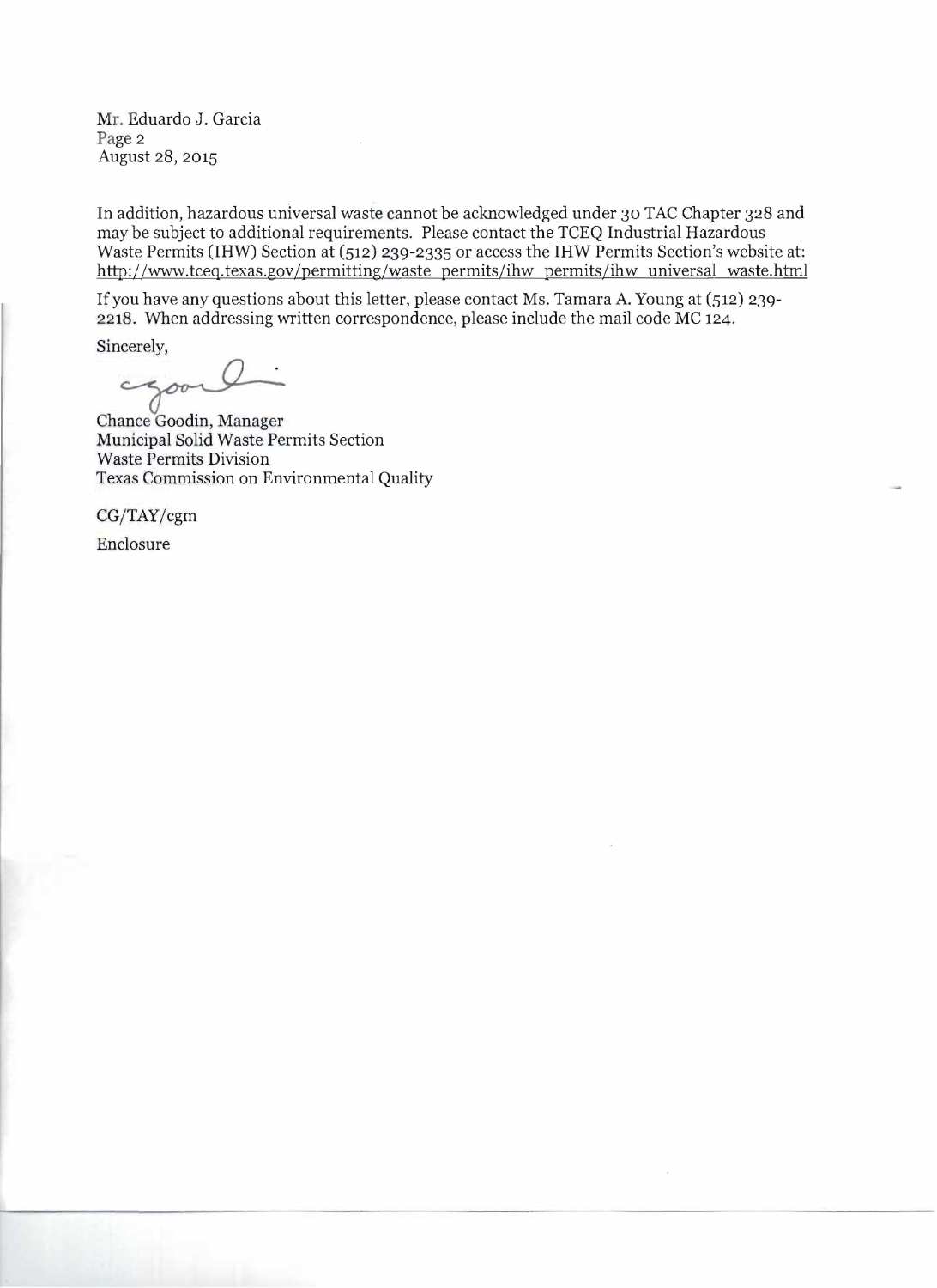Mr. Eduardo J. Garcia
Page 2
August 28, 2015

In addition, hazardous universal waste cannot be acknowledged under 30 TAC Chapter 328 and may be subject to additional requirements. Please contact the TCEQ Industrial Hazardous Waste Permits (IHW) Section at (512) 239-2335 or access the IHW Permits Section's website at: http://www.tceq.texas.gov/permitting/waste_permits/ihw_permits/ihw_universal_waste.html

If you have any questions about this letter, please contact Ms. Tamara A. Young at (512) 239-2218. When addressing written correspondence, please include the mail code MC 124.

Sincerely,

Chance Goodin, Manager
Municipal Solid Waste Permits Section
Waste Permits Division
Texas Commission on Environmental Quality

CG/TAY/cgm

Enclosure